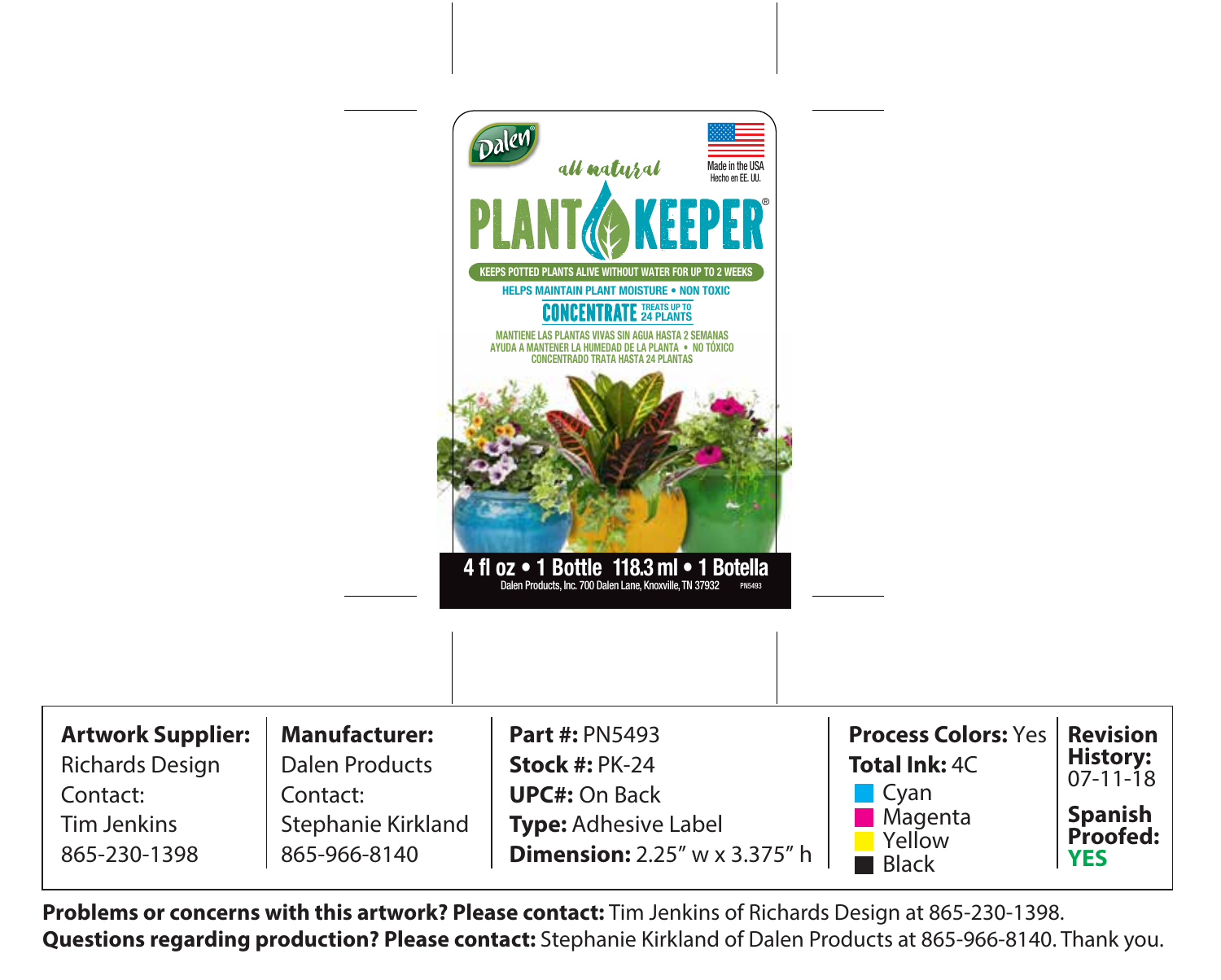Dalen®

all natural

Made in the USA
Hecho en EE. UU.

# PLANT KEEPER®

**KEEPS POTTED PLANTS ALIVE WITHOUT WATER FOR UP TO 2 WEEKS**

**HELPS MAINTAIN PLANT MOISTURE • NON TOXIC**

**CONCENTRATE** TREATS UP TO 24 PLANTS

MANTIENE LAS PLANTAS VIVAS SIN AGUA HASTA 2 SEMANAS
AYUDA A MANTENER LA HUMEDAD DE LA PLANTA • NO TÓXICO
CONCENTRADO TRATA HASTA 24 PLANTAS

**4 fl oz • 1 Bottle 118.3 ml • 1 Botella**

Dalen Products, Inc. 700 Dalen Lane, Knoxville, TN 37932 PN5493

| **Artwork Supplier:** Richards Design Contact: Tim Jenkins 865-230-1398 | **Manufacturer:** Dalen Products Contact: Stephanie Kirkland 865-966-8140 | **Part #:** PN5493 **Stock #:** PK-24 **UPC#:** On Back **Type:** Adhesive Label **Dimension:** 2.25″ w x 3.375″ h | **Process Colors:** Yes **Total Ink:** 4C Cyan Magenta Yellow Black | **Revision History:** 07-11-18 **Spanish Proofed:** YES |
|---|---|---|---|---|

**Problems or concerns with this artwork? Please contact:** Tim Jenkins of Richards Design at 865-230-1398.
**Questions regarding production? Please contact:** Stephanie Kirkland of Dalen Products at 865-966-8140. Thank you.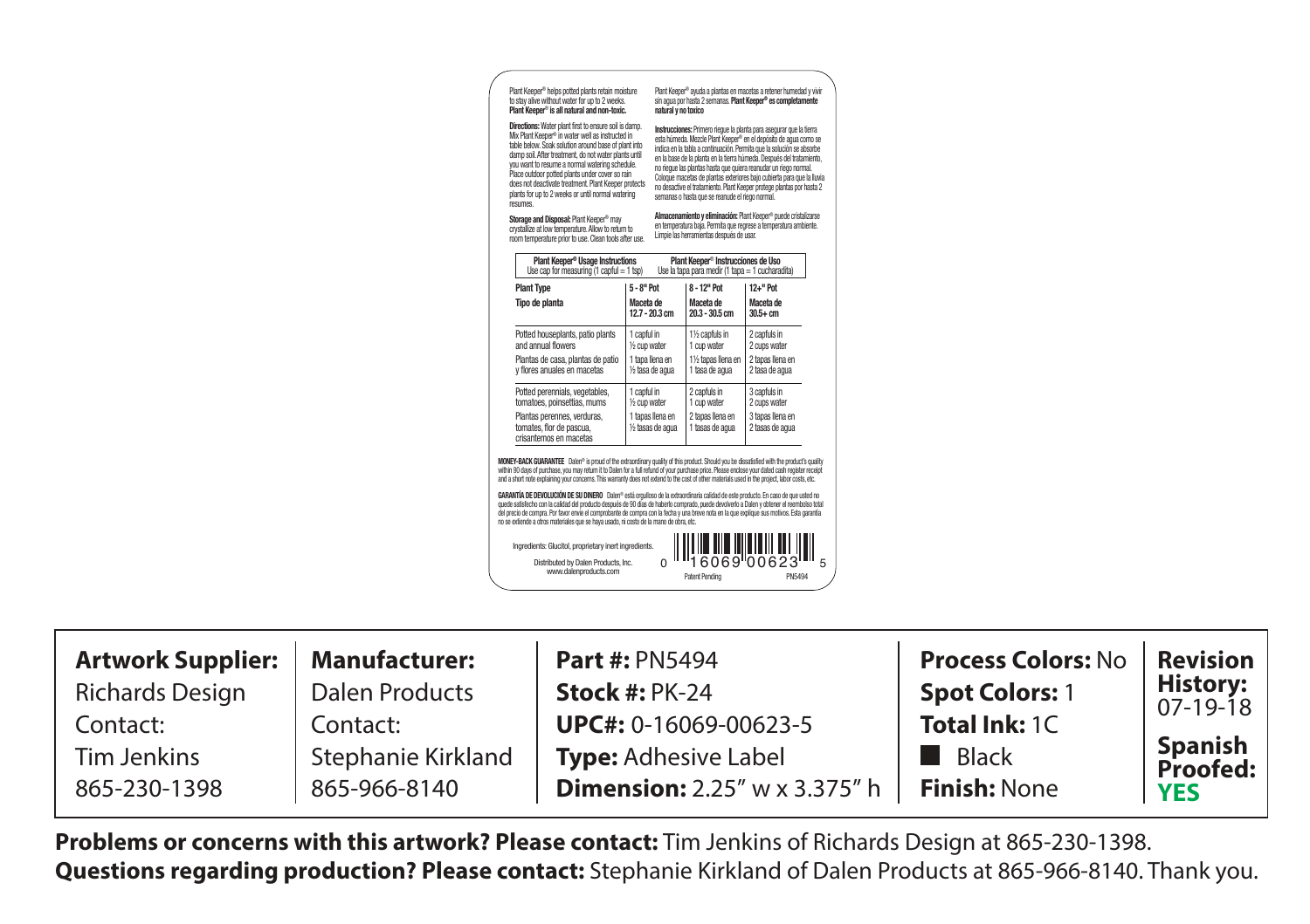Plant Keeper® helps potted plants retain moisture to stay alive without water for up to 2 weeks. **Plant Keeper® is all natural and non-toxic.**

**Directions:** Water plant first to ensure soil is damp. Mix Plant Keeper® in water well as instructed in table below. Soak solution around base of plant into damp soil. After treatment, do not water plants until you want to resume a normal watering schedule. Place outdoor potted plants under cover so rain does not deactivate treatment. Plant Keeper protects plants for up to 2 weeks or until normal watering resumes.

**Storage and Disposal:** Plant Keeper® may crystallize at low temperature. Allow to return to room temperature prior to use. Clean tools after use.

Plant Keeper® ayuda a plantas en macetas a retener humedad y vivir sin agua por hasta 2 semanas. **Plant Keeper® es completamente natural y no toxico**

**Instrucciones:** Primero riegue la planta para asegurar que la tierra esta húmeda. Mezcle Plant Keeper® en el depósito de agua como se indica en la tabla a continuación. Permita que la solución se absorbe en la base de la planta en la tierra húmeda. Después del tratamiento, no riegue las plantas hasta que quiera reanudar un riego normal. Coloque macetas de plantas exteriores bajo cubierta para que la lluvia no desactive el tratamiento. Plant Keeper protege plantas por hasta 2 semanas o hasta que se reanude el riego normal.

**Almacenamiento y eliminación:** Plant Keeper® puede cristalizarse en temperatura baja. Permita que regrese a temperatura ambiente. Limpie las herramientas después de usar.

**Plant Keeper® Usage Instructions**
Use cap for measuring (1 capful = 1 tsp)

**Plant Keeper® Instrucciones de Uso**
Use la tapa para medir (1 tapa = 1 cucharadita)

| **Plant Type** / **Tipo de planta** | **5 - 8" Pot** / **Maceta de 12.7 - 20.3 cm** | **8 - 12" Pot** / **Maceta de 20.3 - 30.5 cm** | **12+" Pot** / **Maceta de 30.5+ cm** |
|---|---|---|---|
| Potted houseplants, patio plants and annual flowers | 1 capful in ½ cup water | 1½ capfuls in 1 cup water | 2 capfuls in 2 cups water |
| Plantas de casa, plantas de patio y flores anuales en macetas | 1 tapa llena en ½ tasa de agua | 1½ tapas llena en 1 tasa de agua | 2 tapas llena en 2 tasa de agua |
| Potted perennials, vegetables, tomatoes, poinsettias, mums | 1 capful in ½ cup water | 2 capfuls in 1 cup water | 3 capfuls in 2 cups water |
| Plantas perennes, verduras, tomates, flor de pascua, crisantemos en macetas | 1 tapas llena en ½ tasas de agua | 2 tapas llena en 1 tasas de agua | 3 tapas llena en 2 tasas de agua |

**MONEY-BACK GUARANTEE** Dalen® is proud of the extraordinary quality of this product. Should you be dissatisfied with the product's quality within 90 days of purchase, you may return it to Dalen for a full refund of your purchase price. Please enclose your dated cash register receipt and a short note explaining your concerns. This warranty does not extend to the cost of other materials used in the project, labor costs, etc.

**GARANTÍA DE DEVOLUCIÓN DE SU DINERO** Dalen® está orgulloso de la extraordinaria calidad de este producto. En caso de que usted no quede satisfecho con la calidad del producto después de 90 días de haberlo comprado, puede devolverlo a Dalen y obtener el reembolso total del precio de compra. Por favor envíe el comprobante de compra con la fecha y una breve nota en la que explique sus motivos. Esta garantía no se extiende a otros materiales que se haya usado, ni costo de la mano de obra, etc.

Ingredients: Glucitol, proprietary inert ingredients.

Distributed by Dalen Products, Inc.
www.dalenproducts.com

0 16069 00623 5

Patent Pending

PN5494

| **Artwork Supplier:** | **Manufacturer:** | | **Process Colors:** No | **Revision History:** |
|---|---|---|---|---|
| Richards Design | Dalen Products | **Part #:** PN5494 | **Spot Colors:** 1 | 07-19-18 |
| Contact: | Contact: | **Stock #:** PK-24 | **Total Ink:** 1C | |
| Tim Jenkins | Stephanie Kirkland | **UPC#:** 0-16069-00623-5 | Black | **Spanish Proofed:** |
| 865-230-1398 | 865-966-8140 | **Type:** Adhesive Label | **Finish:** None | **YES** |
| | | **Dimension:** 2.25" w x 3.375" h | | |

**Problems or concerns with this artwork? Please contact:** Tim Jenkins of Richards Design at 865-230-1398.
**Questions regarding production? Please contact:** Stephanie Kirkland of Dalen Products at 865-966-8140. Thank you.